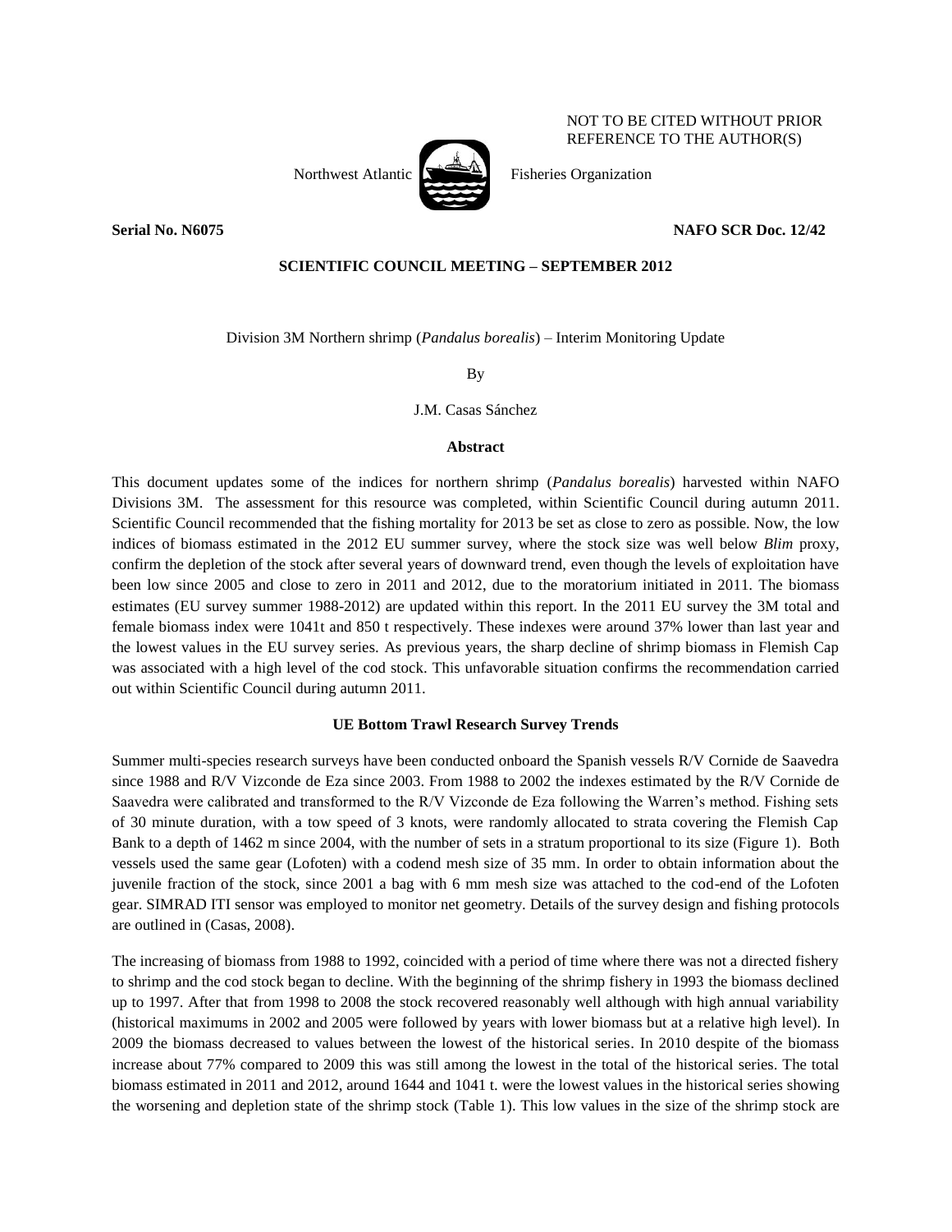NOT TO BE CITED WITHOUT PRIOR REFERENCE TO THE AUTHOR(S)

Northwest Atlantic Fisheries Organization

**Serial No. N6075** **NAFO SCR Doc. 12/42**

**SCIENTIFIC COUNCIL MEETING – SEPTEMBER 2012**

Division 3M Northern shrimp (*Pandalus borealis*) – Interim Monitoring Update

By

J.M. Casas Sánchez

**Abstract**

This document updates some of the indices for northern shrimp (*Pandalus borealis*) harvested within NAFO Divisions 3M. The assessment for this resource was completed, within Scientific Council during autumn 2011. Scientific Council recommended that the fishing mortality for 2013 be set as close to zero as possible. Now, the low indices of biomass estimated in the 2012 EU summer survey, where the stock size was well below *Blim* proxy, confirm the depletion of the stock after several years of downward trend, even though the levels of exploitation have been low since 2005 and close to zero in 2011 and 2012, due to the moratorium initiated in 2011. The biomass estimates (EU survey summer 1988-2012) are updated within this report. In the 2011 EU survey the 3M total and female biomass index were 1041t and 850 t respectively. These indexes were around 37% lower than last year and the lowest values in the EU survey series. As previous years, the sharp decline of shrimp biomass in Flemish Cap was associated with a high level of the cod stock. This unfavorable situation confirms the recommendation carried out within Scientific Council during autumn 2011.

**UE Bottom Trawl Research Survey Trends**

Summer multi-species research surveys have been conducted onboard the Spanish vessels R/V Cornide de Saavedra since 1988 and R/V Vizconde de Eza since 2003. From 1988 to 2002 the indexes estimated by the R/V Cornide de Saavedra were calibrated and transformed to the R/V Vizconde de Eza following the Warren's method. Fishing sets of 30 minute duration, with a tow speed of 3 knots, were randomly allocated to strata covering the Flemish Cap Bank to a depth of 1462 m since 2004, with the number of sets in a stratum proportional to its size (Figure 1). Both vessels used the same gear (Lofoten) with a codend mesh size of 35 mm. In order to obtain information about the juvenile fraction of the stock, since 2001 a bag with 6 mm mesh size was attached to the cod-end of the Lofoten gear. SIMRAD ITI sensor was employed to monitor net geometry. Details of the survey design and fishing protocols are outlined in (Casas, 2008).

The increasing of biomass from 1988 to 1992, coincided with a period of time where there was not a directed fishery to shrimp and the cod stock began to decline. With the beginning of the shrimp fishery in 1993 the biomass declined up to 1997. After that from 1998 to 2008 the stock recovered reasonably well although with high annual variability (historical maximums in 2002 and 2005 were followed by years with lower biomass but at a relative high level). In 2009 the biomass decreased to values between the lowest of the historical series. In 2010 despite of the biomass increase about 77% compared to 2009 this was still among the lowest in the total of the historical series. The total biomass estimated in 2011 and 2012, around 1644 and 1041 t. were the lowest values in the historical series showing the worsening and depletion state of the shrimp stock (Table 1). This low values in the size of the shrimp stock are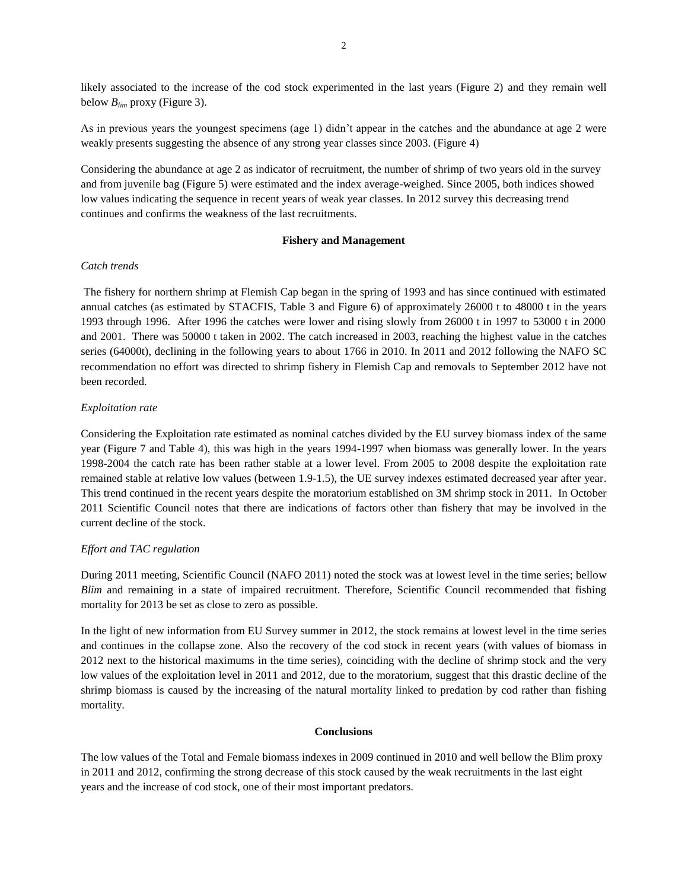likely associated to the increase of the cod stock experimented in the last years (Figure 2) and they remain well below $B_{lim}$ proxy (Figure 3).

As in previous years the youngest specimens (age 1) didn't appear in the catches and the abundance at age 2 were weakly presents suggesting the absence of any strong year classes since 2003. (Figure 4)

Considering the abundance at age 2 as indicator of recruitment, the number of shrimp of two years old in the survey and from juvenile bag (Figure 5) were estimated and the index average-weighed. Since 2005, both indices showed low values indicating the sequence in recent years of weak year classes. In 2012 survey this decreasing trend continues and confirms the weakness of the last recruitments.

## Fishery and Management

*Catch trends*

The fishery for northern shrimp at Flemish Cap began in the spring of 1993 and has since continued with estimated annual catches (as estimated by STACFIS, Table 3 and Figure 6) of approximately 26000 t to 48000 t in the years 1993 through 1996. After 1996 the catches were lower and rising slowly from 26000 t in 1997 to 53000 t in 2000 and 2001. There was 50000 t taken in 2002. The catch increased in 2003, reaching the highest value in the catches series (64000t), declining in the following years to about 1766 in 2010. In 2011 and 2012 following the NAFO SC recommendation no effort was directed to shrimp fishery in Flemish Cap and removals to September 2012 have not been recorded.

*Exploitation rate*

Considering the Exploitation rate estimated as nominal catches divided by the EU survey biomass index of the same year (Figure 7 and Table 4), this was high in the years 1994-1997 when biomass was generally lower. In the years 1998-2004 the catch rate has been rather stable at a lower level. From 2005 to 2008 despite the exploitation rate remained stable at relative low values (between 1.9-1.5), the UE survey indexes estimated decreased year after year. This trend continued in the recent years despite the moratorium established on 3M shrimp stock in 2011. In October 2011 Scientific Council notes that there are indications of factors other than fishery that may be involved in the current decline of the stock.

*Effort and TAC regulation*

During 2011 meeting, Scientific Council (NAFO 2011) noted the stock was at lowest level in the time series; bellow *Blim* and remaining in a state of impaired recruitment. Therefore, Scientific Council recommended that fishing mortality for 2013 be set as close to zero as possible.

In the light of new information from EU Survey summer in 2012, the stock remains at lowest level in the time series and continues in the collapse zone. Also the recovery of the cod stock in recent years (with values of biomass in 2012 next to the historical maximums in the time series), coinciding with the decline of shrimp stock and the very low values of the exploitation level in 2011 and 2012, due to the moratorium, suggest that this drastic decline of the shrimp biomass is caused by the increasing of the natural mortality linked to predation by cod rather than fishing mortality.

## Conclusions

The low values of the Total and Female biomass indexes in 2009 continued in 2010 and well bellow the Blim proxy in 2011 and 2012, confirming the strong decrease of this stock caused by the weak recruitments in the last eight years and the increase of cod stock, one of their most important predators.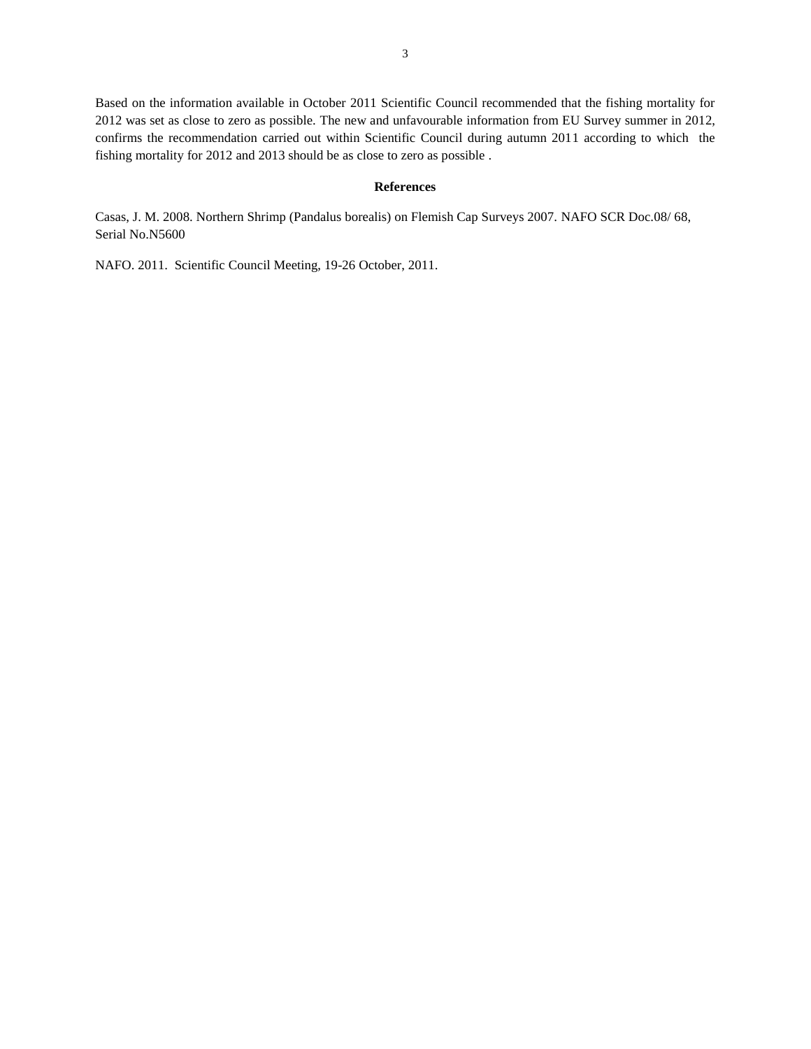Based on the information available in October 2011 Scientific Council recommended that the fishing mortality for 2012 was set as close to zero as possible. The new and unfavourable information from EU Survey summer in 2012, confirms the recommendation carried out within Scientific Council during autumn 2011 according to which the fishing mortality for 2012 and 2013 should be as close to zero as possible .

## References

Casas, J. M. 2008. Northern Shrimp (Pandalus borealis) on Flemish Cap Surveys 2007. NAFO SCR Doc.08/ 68, Serial No.N5600

NAFO. 2011. Scientific Council Meeting, 19-26 October, 2011.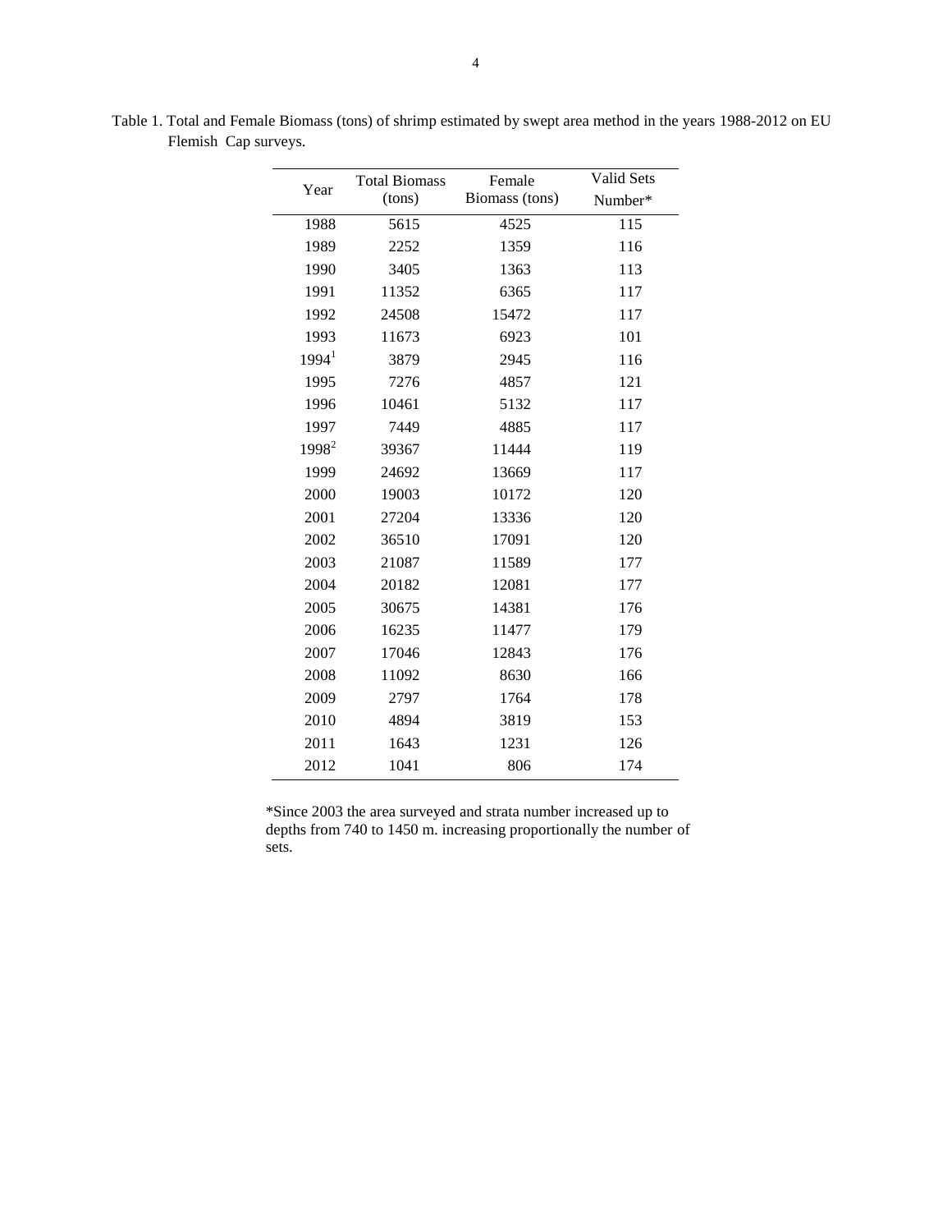Table 1. Total and Female Biomass (tons) of shrimp estimated by swept area method in the years 1988-2012 on EU Flemish Cap surveys.

| Year | Total Biomass (tons) | Female Biomass (tons) | Valid Sets Number* |
|---|---|---|---|
| 1988 | 5615 | 4525 | 115 |
| 1989 | 2252 | 1359 | 116 |
| 1990 | 3405 | 1363 | 113 |
| 1991 | 11352 | 6365 | 117 |
| 1992 | 24508 | 15472 | 117 |
| 1993 | 11673 | 6923 | 101 |
| 1994[1] | 3879 | 2945 | 116 |
| 1995 | 7276 | 4857 | 121 |
| 1996 | 10461 | 5132 | 117 |
| 1997 | 7449 | 4885 | 117 |
| 1998[2] | 39367 | 11444 | 119 |
| 1999 | 24692 | 13669 | 117 |
| 2000 | 19003 | 10172 | 120 |
| 2001 | 27204 | 13336 | 120 |
| 2002 | 36510 | 17091 | 120 |
| 2003 | 21087 | 11589 | 177 |
| 2004 | 20182 | 12081 | 177 |
| 2005 | 30675 | 14381 | 176 |
| 2006 | 16235 | 11477 | 179 |
| 2007 | 17046 | 12843 | 176 |
| 2008 | 11092 | 8630 | 166 |
| 2009 | 2797 | 1764 | 178 |
| 2010 | 4894 | 3819 | 153 |
| 2011 | 1643 | 1231 | 126 |
| 2012 | 1041 | 806 | 174 |

*Since 2003 the area surveyed and strata number increased up to depths from 740 to 1450 m. increasing proportionally the number of sets.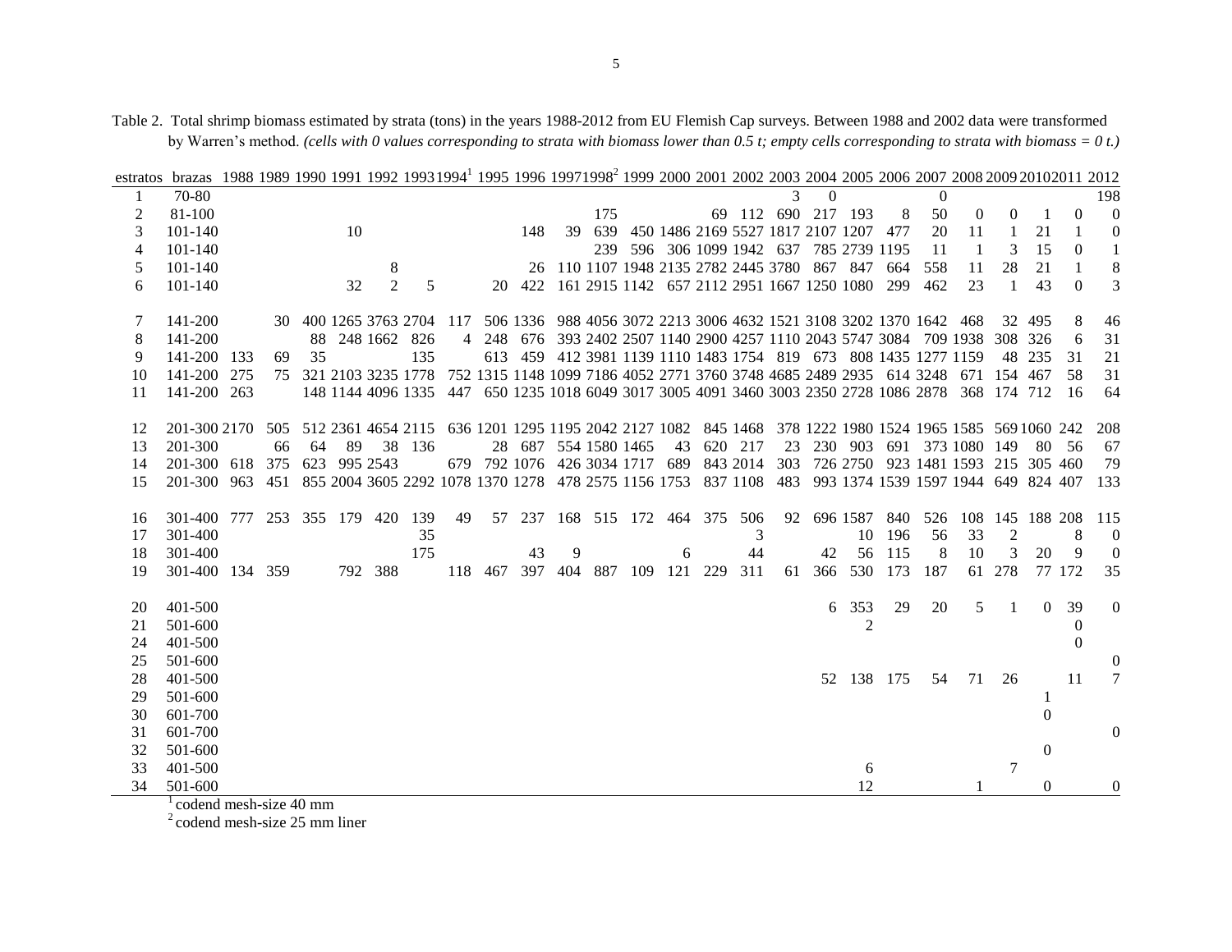Table 2. Total shrimp biomass estimated by strata (tons) in the years 1988-2012 from EU Flemish Cap surveys. Between 1988 and 2002 data were transformed by Warren's method. *(cells with 0 values corresponding to strata with biomass lower than 0.5 t; empty cells corresponding to strata with biomass = 0 t.)*

| estratos | brazas | 1988 | 1989 | 1990 | 1991 | 1992 | 1993 | 1994[1] | 1995 | 1996 | 1997 | 1998[2] | 1999 | 2000 | 2001 | 2002 | 2003 | 2004 | 2005 | 2006 | 2007 | 2008 | 2009 | 2010 | 2011 | 2012 |
|---|---|---|---|---|---|---|---|---|---|---|---|---|---|---|---|---|---|---|---|---|---|---|---|---|---|---|
| 1 | 70-80 | | | | | | | | | | | | | | | | 3 | 0 | | | 0 | | | | | 198 |
| 2 | 81-100 | | | | | | | | | | | 175 | | | 69 | 112 | 690 | 217 | 193 | 8 | 50 | 0 | 0 | 1 | 0 | 0 |
| 3 | 101-140 | | | | 10 | | | | | 148 | 39 | 639 | 450 | 1486 | 2169 | 5527 | 1817 | 2107 | 1207 | 477 | 20 | 11 | 1 | 21 | 1 | 0 |
| 4 | 101-140 | | | | | | | | | | | 239 | 596 | 306 | 1099 | 1942 | 637 | 785 | 2739 | 1195 | 11 | 1 | 3 | 15 | 0 | 1 |
| 5 | 101-140 | | | | | 8 | | | | 26 | 110 | 1107 | 1948 | 2135 | 2782 | 2445 | 3780 | 867 | 847 | 664 | 558 | 11 | 28 | 21 | 1 | 8 |
| 6 | 101-140 | | | | 32 | 2 | 5 | | 20 | 422 | 161 | 2915 | 1142 | 657 | 2112 | 2951 | 1667 | 1250 | 1080 | 299 | 462 | 23 | 1 | 43 | 0 | 3 |
| 7 | 141-200 | | 30 | 400 | 1265 | 3763 | 2704 | 117 | 506 | 1336 | 988 | 4056 | 3072 | 2213 | 3006 | 4632 | 1521 | 3108 | 3202 | 1370 | 1642 | 468 | 32 | 495 | 8 | 46 |
| 8 | 141-200 | | | 88 | 248 | 1662 | 826 | 4 | 248 | 676 | 393 | 2402 | 2507 | 1140 | 2900 | 4257 | 1110 | 2043 | 5747 | 3084 | 709 | 1938 | 308 | 326 | 6 | 31 |
| 9 | 141-200 | 133 | 69 | 35 | | | 135 | | 613 | 459 | 412 | 3981 | 1139 | 1110 | 1483 | 1754 | 819 | 673 | 808 | 1435 | 1277 | 1159 | 48 | 235 | 31 | 21 |
| 10 | 141-200 | 275 | 75 | 321 | 2103 | 3235 | 1778 | 752 | 1315 | 1148 | 1099 | 7186 | 4052 | 2771 | 3760 | 3748 | 4685 | 2489 | 2935 | 614 | 3248 | 671 | 154 | 467 | 58 | 31 |
| 11 | 141-200 | 263 | | 148 | 1144 | 4096 | 1335 | 447 | 650 | 1235 | 1018 | 6049 | 3017 | 3005 | 4091 | 3460 | 3003 | 2350 | 2728 | 1086 | 2878 | 368 | 174 | 712 | 16 | 64 |
| 12 | 201-300 | 2170 | 505 | 512 | 2361 | 4654 | 2115 | 636 | 1201 | 1295 | 1195 | 2042 | 2127 | 1082 | 845 | 1468 | 378 | 1222 | 1980 | 1524 | 1965 | 1585 | 569 | 1060 | 242 | 208 |
| 13 | 201-300 | | 66 | 64 | 89 | 38 | 136 | | 28 | 687 | 554 | 1580 | 1465 | 43 | 620 | 217 | 23 | 230 | 903 | 691 | 373 | 1080 | 149 | 80 | 56 | 67 |
| 14 | 201-300 | 618 | 375 | 623 | 995 | 2543 | | 679 | 792 | 1076 | 426 | 3034 | 1717 | 689 | 843 | 2014 | 303 | 726 | 2750 | 923 | 1481 | 1593 | 215 | 305 | 460 | 79 |
| 15 | 201-300 | 963 | 451 | 855 | 2004 | 3605 | 2292 | 1078 | 1370 | 1278 | 478 | 2575 | 1156 | 1753 | 837 | 1108 | 483 | 993 | 1374 | 1539 | 1597 | 1944 | 649 | 824 | 407 | 133 |
| 16 | 301-400 | 777 | 253 | 355 | 179 | 420 | 139 | 49 | 57 | 237 | 168 | 515 | 172 | 464 | 375 | 506 | 92 | 696 | 1587 | 840 | 526 | 108 | 145 | 188 | 208 | 115 |
| 17 | 301-400 | | | | | | 35 | | | | | | | | | 3 | | | 10 | 196 | 56 | 33 | 2 | | 8 | 0 |
| 18 | 301-400 | | | | | | 175 | | | 43 | 9 | | | 6 | | 44 | | 42 | 56 | 115 | 8 | 10 | 3 | 20 | 9 | 0 |
| 19 | 301-400 | 134 | 359 | | 792 | 388 | | 118 | 467 | 397 | 404 | 887 | 109 | 121 | 229 | 311 | 61 | 366 | 530 | 173 | 187 | 61 | 278 | 77 | 172 | 35 |
| 20 | 401-500 | | | | | | | | | | | | | | | | | 6 | 353 | 29 | 20 | 5 | 1 | 0 | 39 | 0 |
| 21 | 501-600 | | | | | | | | | | | | | | | | | | 2 | | | | | | 0 | |
| 24 | 401-500 | | | | | | | | | | | | | | | | | | | | | | | | 0 | |
| 25 | 501-600 | | | | | | | | | | | | | | | | | | | | | | | | | 0 |
| 28 | 401-500 | | | | | | | | | | | | | | | | | 52 | 138 | 175 | 54 | 71 | 26 | | 11 | 7 |
| 29 | 501-600 | | | | | | | | | | | | | | | | | | | | | | | 1 | | |
| 30 | 601-700 | | | | | | | | | | | | | | | | | | | | | | | 0 | | |
| 31 | 601-700 | | | | | | | | | | | | | | | | | | | | | | | | | 0 |
| 32 | 501-600 | | | | | | | | | | | | | | | | | | | | | | | 0 | | |
| 33 | 401-500 | | | | | | | | | | | | | | | | | | 6 | | | | 7 | | | |
| 34 | 501-600 | | | | | | | | | | | | | | | | | | 12 | | | 1 | | 0 | | 0 |

[1] codend mesh-size 40 mm

[2] codend mesh-size 25 mm liner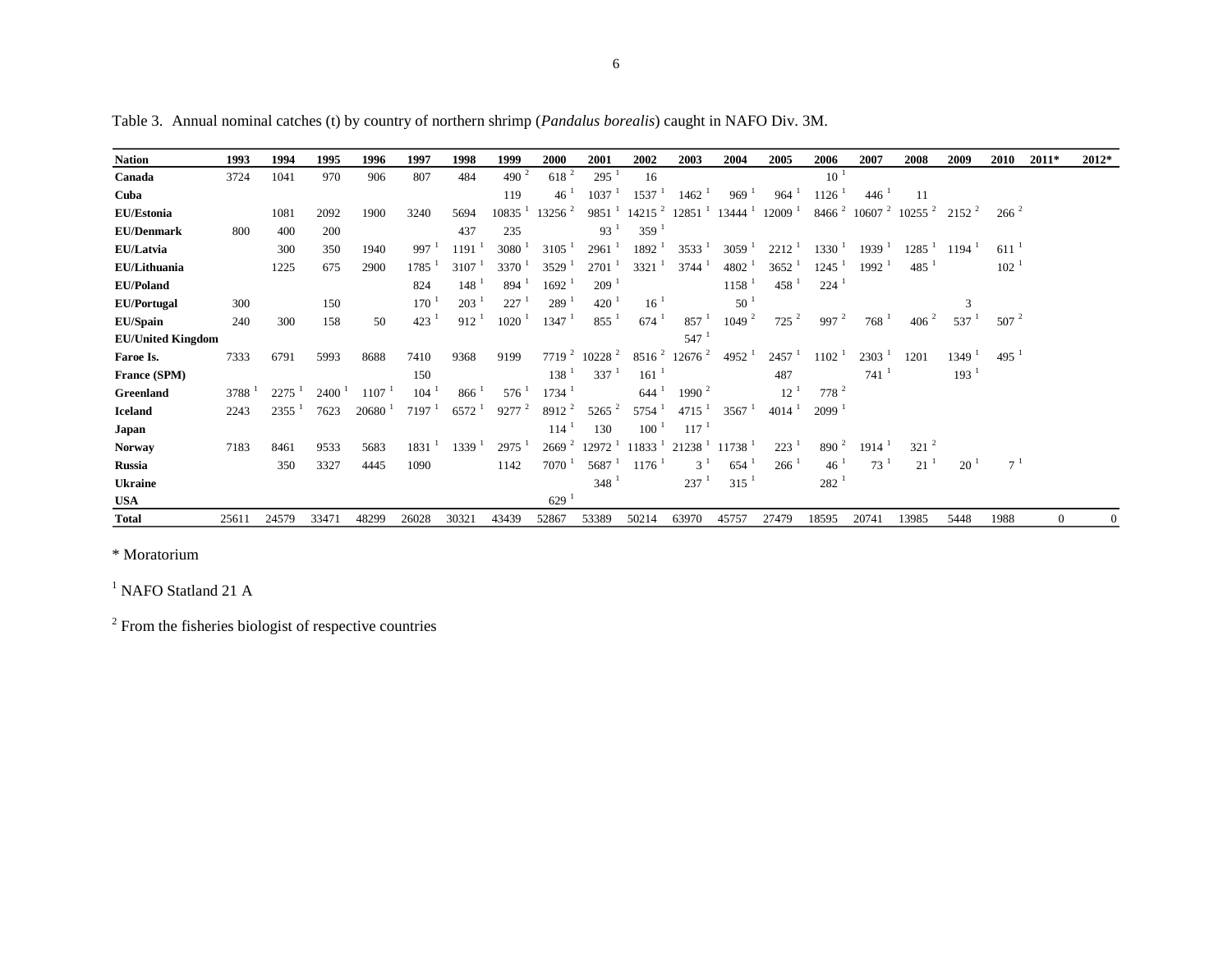Table 3. Annual nominal catches (t) by country of northern shrimp (*Pandalus borealis*) caught in NAFO Div. 3M.

| Nation | 1993 | 1994 | 1995 | 1996 | 1997 | 1998 | 1999 | 2000 | 2001 | 2002 | 2003 | 2004 | 2005 | 2006 | 2007 | 2008 | 2009 | 2010 | 2011* | 2012* |
|---|---|---|---|---|---|---|---|---|---|---|---|---|---|---|---|---|---|---|---|---|
| **Canada** | 3724 | 1041 | 970 | 906 | 807 | 484 | 490 [2] | 618 [2] | 295 [1] | 16 | | | | 10 [1] | | | | | | |
| **Cuba** | | | | | | | 119 | 46 [1] | 1037 [1] | 1537 [1] | 1462 [1] | 969 [1] | 964 [1] | 1126 [1] | 446 [1] | 11 | | | | |
| **EU/Estonia** | | 1081 | 2092 | 1900 | 3240 | 5694 | 10835 [1] | 13256 [2] | 9851 [1] | 14215 [2] | 12851 [1] | 13444 [1] | 12009 [1] | 8466 [2] | 10607 [2] | 10255 [2] | 2152 [2] | 266 [2] | | |
| **EU/Denmark** | 800 | 400 | 200 | | | 437 | 235 | | 93 [1] | 359 [1] | | | | | | | | | | |
| **EU/Latvia** | | 300 | 350 | 1940 | 997 [1] | 1191 [1] | 3080 [1] | 3105 [1] | 2961 [1] | 1892 [1] | 3533 [1] | 3059 [1] | 2212 [1] | 1330 [1] | 1939 [1] | 1285 [1] | 1194 [1] | 611 [1] | | |
| **EU/Lithuania** | | 1225 | 675 | 2900 | 1785 [1] | 3107 [1] | 3370 [1] | 3529 [1] | 2701 [1] | 3321 [1] | 3744 [1] | 4802 [1] | 3652 [1] | 1245 [1] | 1992 [1] | 485 [1] | | 102 [1] | | |
| **EU/Poland** | | | | | 824 | 148 [1] | 894 [1] | 1692 [1] | 209 [1] | | | 1158 [1] | 458 [1] | 224 [1] | | | | | | |
| **EU/Portugal** | 300 | | 150 | | 170 [1] | 203 [1] | 227 [1] | 289 [1] | 420 [1] | 16 [1] | | 50 [1] | | | | | 3 | | | |
| **EU/Spain** | 240 | 300 | 158 | 50 | 423 [1] | 912 [1] | 1020 [1] | 1347 [1] | 855 [1] | 674 [1] | 857 [1] | 1049 [2] | 725 [2] | 997 [2] | 768 [1] | 406 [2] | 537 [1] | 507 [2] | | |
| **EU/United Kingdom** | | | | | | | | | | | 547 [1] | | | | | | | | | |
| **Faroe Is.** | 7333 | 6791 | 5993 | 8688 | 7410 | 9368 | 9199 | 7719 [2] | 10228 [2] | 8516 [2] | 12676 [2] | 4952 [1] | 2457 [1] | 1102 [1] | 2303 [1] | 1201 | 1349 [1] | 495 [1] | | |
| **France (SPM)** | | | | | 150 | | | 138 [1] | 337 [1] | 161 [1] | | | 487 | | 741 [1] | | 193 [1] | | | |
| **Greenland** | 3788 [1] | 2275 [1] | 2400 [1] | 1107 [1] | 104 [1] | 866 [1] | 576 [1] | 1734 [1] | | 644 [1] | 1990 [2] | | 12 [1] | 778 [2] | | | | | | |
| **Iceland** | 2243 | 2355 [1] | 7623 | 20680 [1] | 7197 [1] | 6572 [1] | 9277 [2] | 8912 [2] | 5265 [2] | 5754 [1] | 4715 [1] | 3567 [1] | 4014 [1] | 2099 [1] | | | | | | |
| **Japan** | | | | | | | | 114 [1] | 130 | 100 [1] | 117 [1] | | | | | | | | | |
| **Norway** | 7183 | 8461 | 9533 | 5683 | 1831 [1] | 1339 [1] | 2975 [1] | 2669 [2] | 12972 [1] | 11833 [1] | 21238 [1] | 11738 [1] | 223 [1] | 890 [2] | 1914 [1] | 321 [2] | | | | |
| **Russia** | | 350 | 3327 | 4445 | 1090 | | 1142 | 7070 [1] | 5687 [1] | 1176 [1] | 3 [1] | 654 [1] | 266 [1] | 46 [1] | 73 [1] | 21 [1] | 20 [1] | 7 [1] | | |
| **Ukraine** | | | | | | | | | 348 [1] | | 237 [1] | 315 [1] | | 282 [1] | | | | | | |
| **USA** | | | | | | | | 629 [1] | | | | | | | | | | | | |
| **Total** | 25611 | 24579 | 33471 | 48299 | 26028 | 30321 | 43439 | 52867 | 53389 | 50214 | 63970 | 45757 | 27479 | 18595 | 20741 | 13985 | 5448 | 1988 | 0 | 0 |

\* Moratorium

[1] NAFO Statland 21 A

[2] From the fisheries biologist of respective countries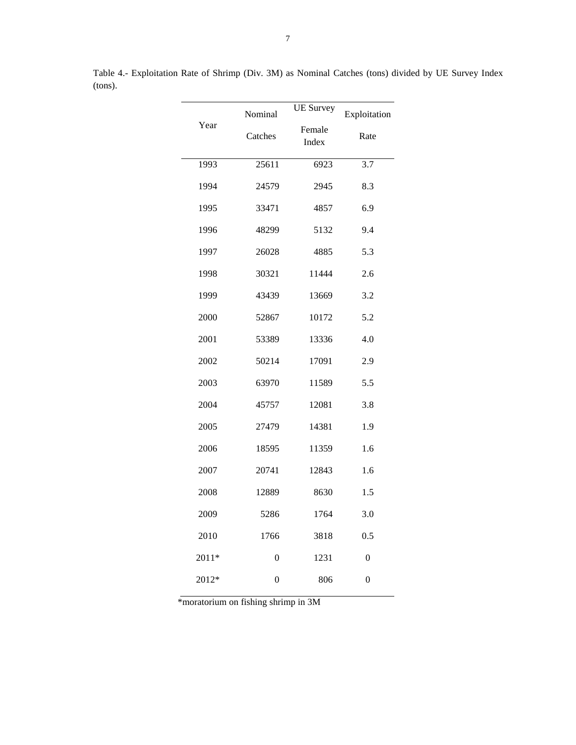Table 4.- Exploitation Rate of Shrimp (Div. 3M) as Nominal Catches (tons) divided by UE Survey Index (tons).

| Year | Nominal Catches | UE Survey Female Index | Exploitation Rate |
|---|---|---|---|
| 1993 | 25611 | 6923 | 3.7 |
| 1994 | 24579 | 2945 | 8.3 |
| 1995 | 33471 | 4857 | 6.9 |
| 1996 | 48299 | 5132 | 9.4 |
| 1997 | 26028 | 4885 | 5.3 |
| 1998 | 30321 | 11444 | 2.6 |
| 1999 | 43439 | 13669 | 3.2 |
| 2000 | 52867 | 10172 | 5.2 |
| 2001 | 53389 | 13336 | 4.0 |
| 2002 | 50214 | 17091 | 2.9 |
| 2003 | 63970 | 11589 | 5.5 |
| 2004 | 45757 | 12081 | 3.8 |
| 2005 | 27479 | 14381 | 1.9 |
| 2006 | 18595 | 11359 | 1.6 |
| 2007 | 20741 | 12843 | 1.6 |
| 2008 | 12889 | 8630 | 1.5 |
| 2009 | 5286 | 1764 | 3.0 |
| 2010 | 1766 | 3818 | 0.5 |
| 2011* | 0 | 1231 | 0 |
| 2012* | 0 | 806 | 0 |

*moratorium on fishing shrimp in 3M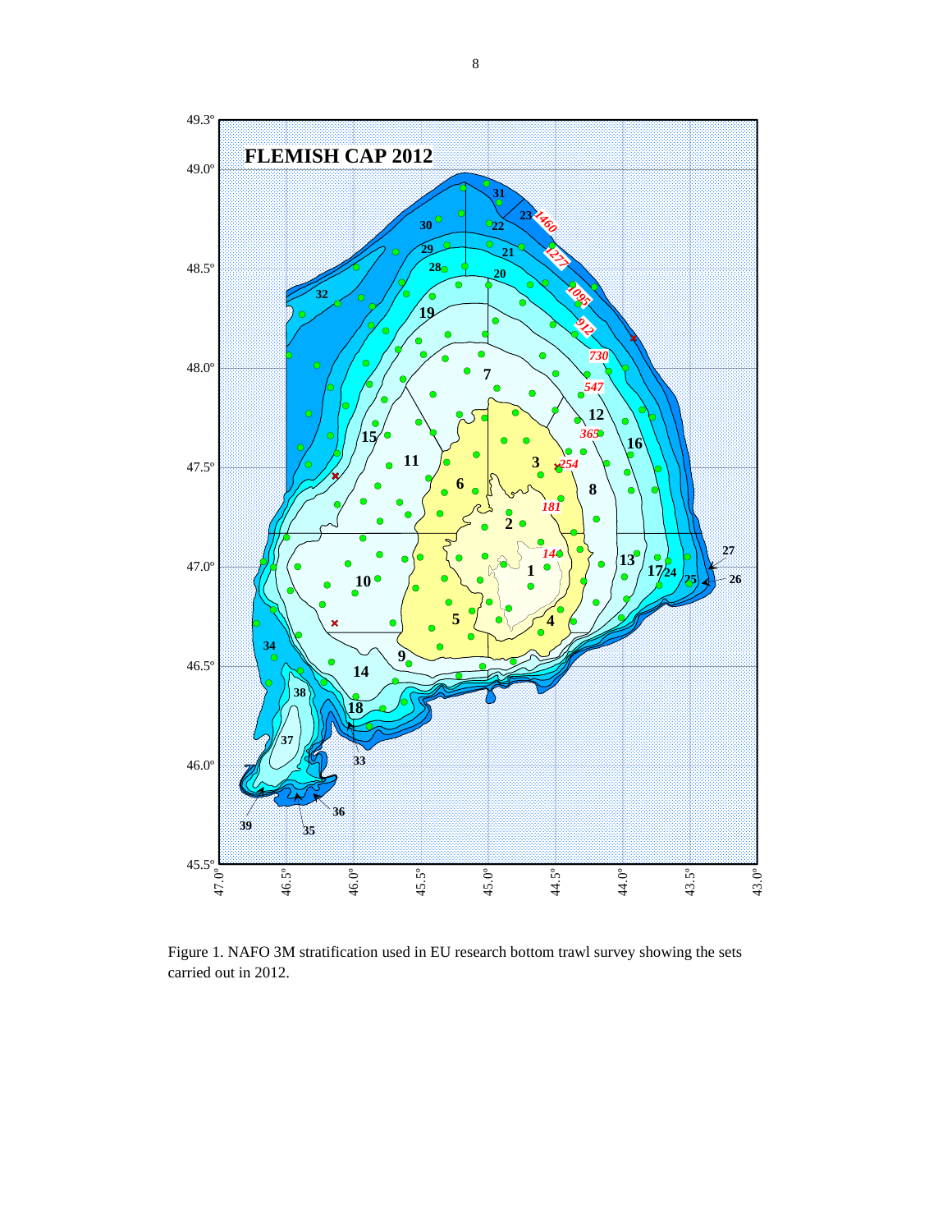Figure 1. NAFO 3M stratification used in EU research bottom trawl survey showing the sets carried out in 2012.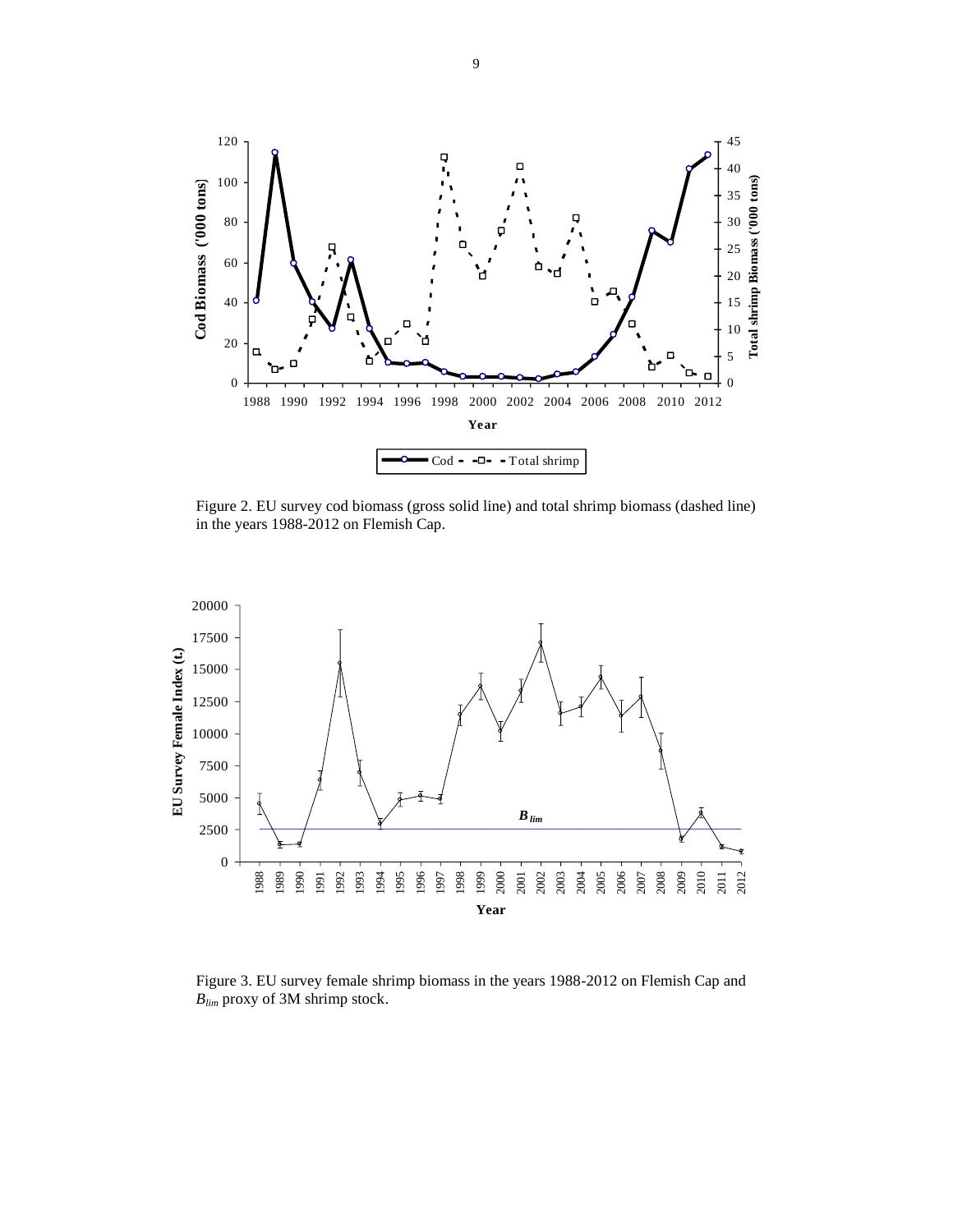Figure 2. EU survey cod biomass (gross solid line) and total shrimp biomass (dashed line) in the years 1988-2012 on Flemish Cap.

Figure 3. EU survey female shrimp biomass in the years 1988-2012 on Flemish Cap and $B_{lim}$ proxy of 3M shrimp stock.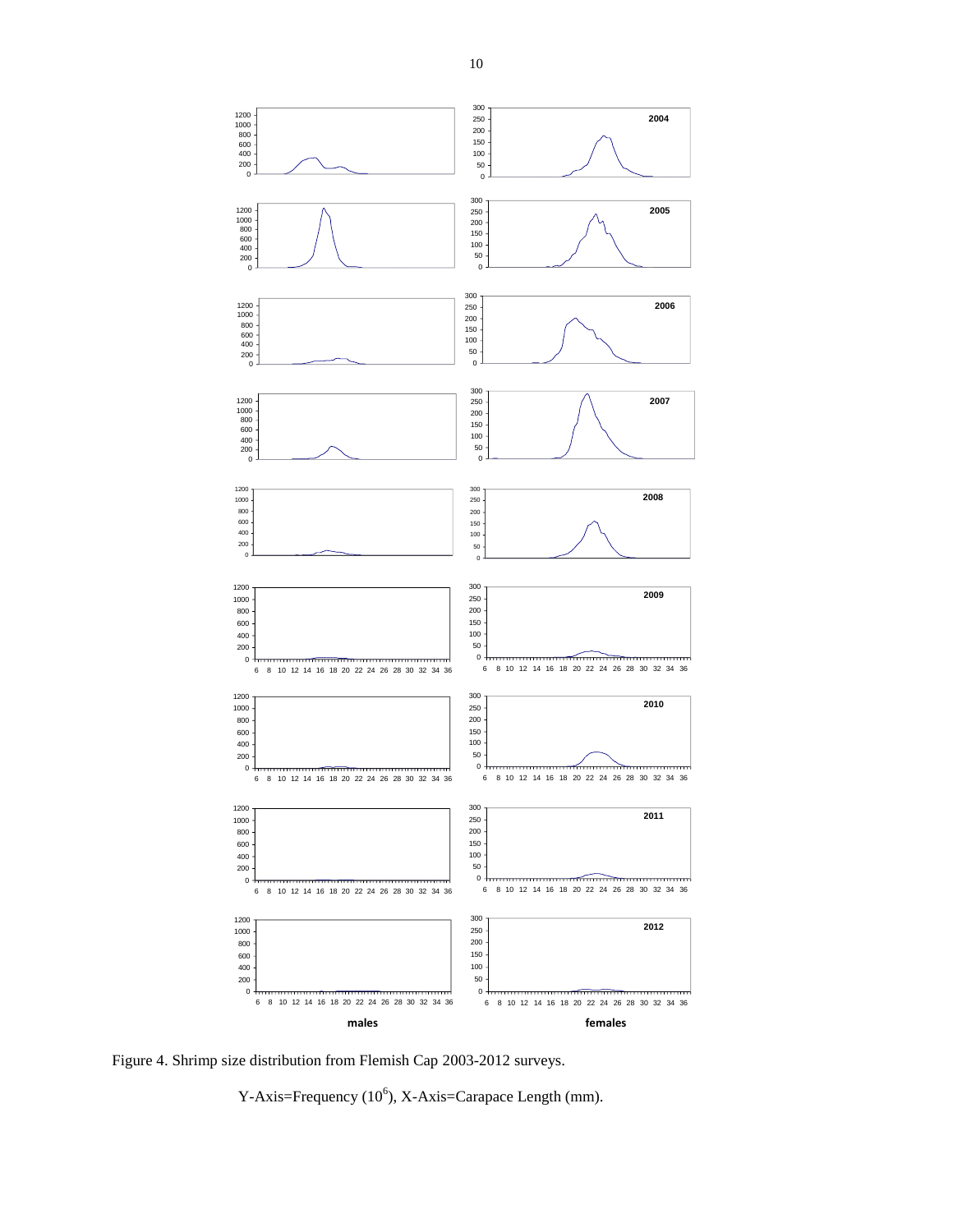Figure 4. Shrimp size distribution from Flemish Cap 2003-2012 surveys.

Y-Axis=Frequency ($10^6$), X-Axis=Carapace Length (mm).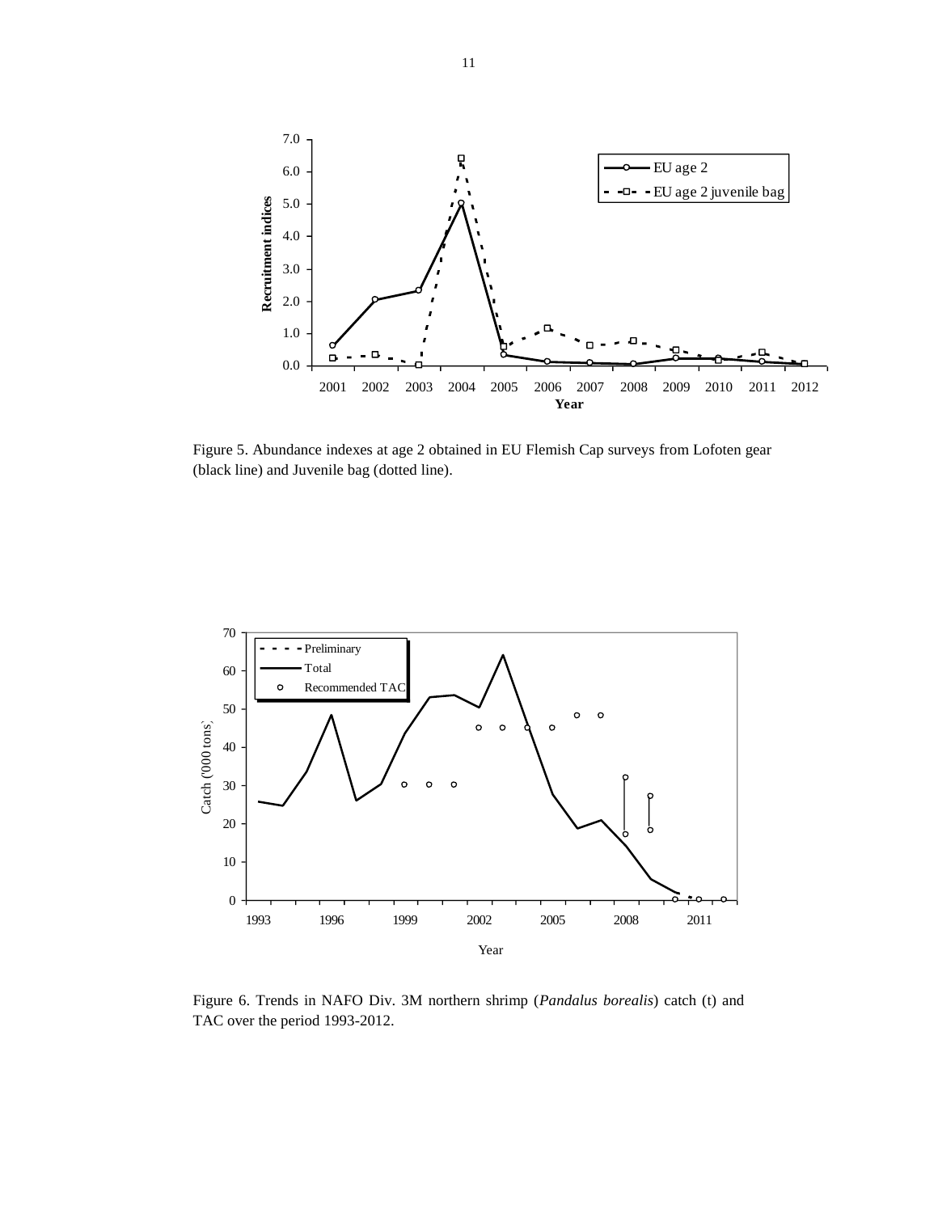Figure 5. Abundance indexes at age 2 obtained in EU Flemish Cap surveys from Lofoten gear (black line) and Juvenile bag (dotted line).

Figure 6. Trends in NAFO Div. 3M northern shrimp (*Pandalus borealis*) catch (t) and TAC over the period 1993-2012.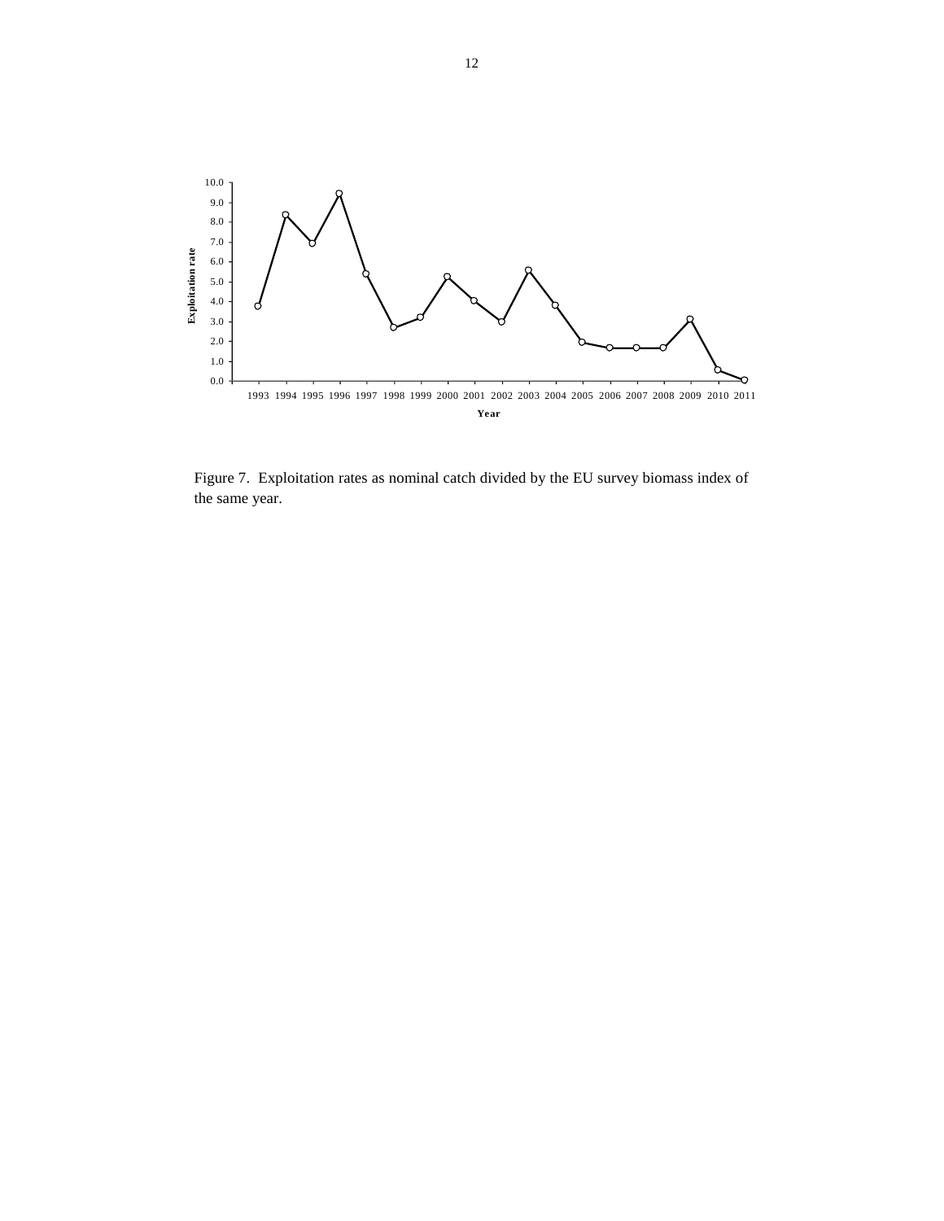Exploitation rate

10.0
9.0
8.0
7.0
6.0
5.0
4.0
3.0
2.0
1.0
0.0

1993 1994 1995 1996 1997 1998 1999 2000 2001 2002 2003 2004 2005 2006 2007 2008 2009 2010 2011

Year

Figure 7. Exploitation rates as nominal catch divided by the EU survey biomass index of the same year.